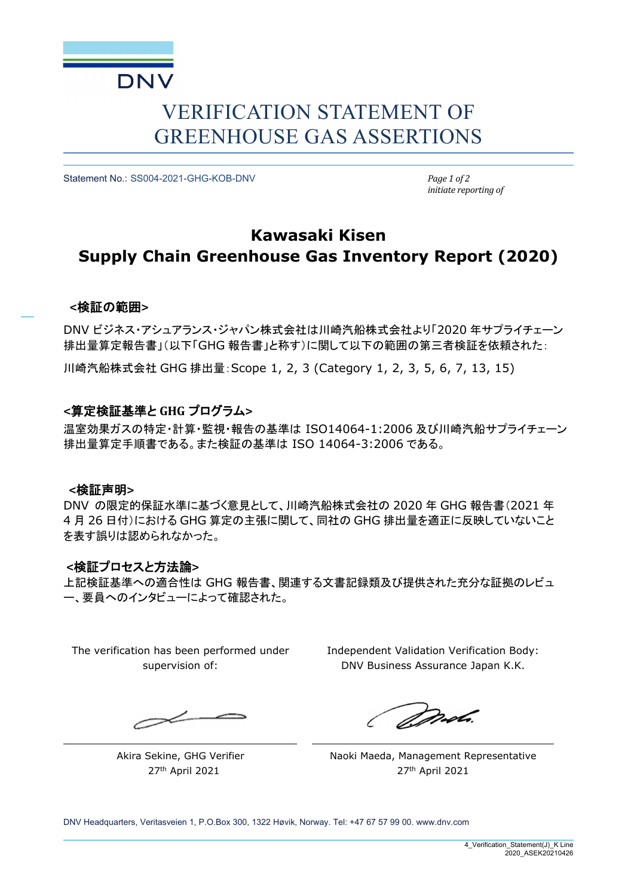DNV

# VERIFICATION STATEMENT OF GREENHOUSE GAS ASSERTIONS

Statement No.: SS004-2021-GHG-KOB-DNV

*initiate reporting of*

## Kawasaki Kisen Supply Chain Greenhouse Gas Inventory Report (2020)

### <検証の範囲>

DNV ビジネス・アシュアランス・ジャパン株式会社は川崎汽船株式会社より「2020 年サプライチェーン排出量算定報告書」（以下「GHG 報告書」と称す）に関して以下の範囲の第三者検証を依頼された：

川崎汽船株式会社 GHG 排出量：Scope 1, 2, 3 (Category 1, 2, 3, 5, 6, 7, 13, 15)

### <算定検証基準と GHG プログラム>

温室効果ガスの特定・計算・監視・報告の基準は ISO14064-1:2006 及び川崎汽船サプライチェーン排出量算定手順書である。また検証の基準は ISO 14064-3:2006 である。

### <検証声明>

DNV の限定的保証水準に基づく意見として、川崎汽船株式会社の 2020 年 GHG 報告書（2021 年 4 月 26 日付）における GHG 算定の主張に関して、同社の GHG 排出量を適正に反映していないことを表す誤りは認められなかった。

### <検証プロセスと方法論>

上記検証基準への適合性は GHG 報告書、関連する文書記録類及び提供された充分な証拠のレビュー、要員へのインタビューによって確認された。

| The verification has been performed under supervision of: | Independent Validation Verification Body: DNV Business Assurance Japan K.K. |
|---|---|
| Akira Sekine, GHG Verifier<br>27th April 2021 | Naoki Maeda, Management Representative<br>27th April 2021 |

DNV Headquarters, Veritasveien 1, P.O.Box 300, 1322 Høvik, Norway. Tel: +47 67 57 99 00. www.dnv.com

4_Verification_Statement(J)_K Line 2020_ASEK20210426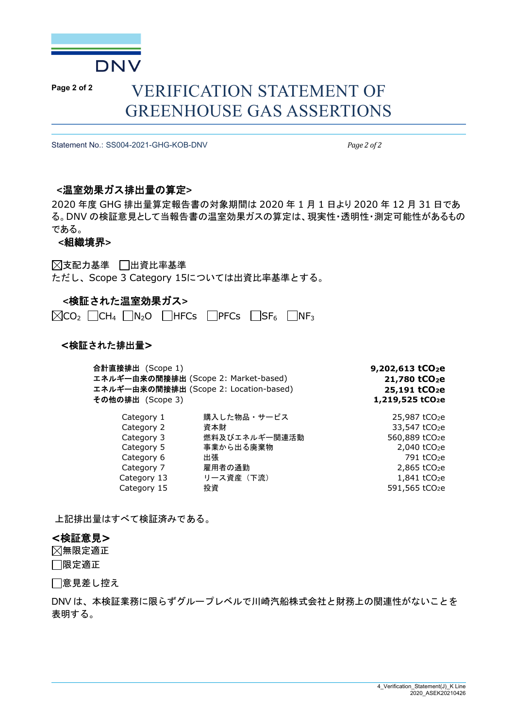DNV

# VERIFICATION STATEMENT OF GREENHOUSE GAS ASSERTIONS

Statement No.: SS004-2021-GHG-KOB-DNV

**<温室効果ガス排出量の算定>**

2020 年度 GHG 排出量算定報告書の対象期間は 2020 年 1 月 1 日より 2020 年 12 月 31 日である。DNV の検証意見として当報告書の温室効果ガスの算定は、現実性・透明性・測定可能性があるものである。

**<組織境界>**

☒支配力基準　☐出資比率基準

ただし、Scope 3 Category 15については出資比率基準とする。

**<検証された温室効果ガス>**

☒$CO_2$　☐$CH_4$　☐$N_2O$　☐HFCs　☐PFCs　☐$SF_6$　☐$NF_3$

**<検証された排出量>**

| | | |
|---|---|---|
| **合計直接排出** (Scope 1) | | **9,202,613 $tCO_2e$** |
| **エネルギー由来の間接排出** (Scope 2: Market-based) | | **21,780 $tCO_2e$** |
| **エネルギー由来の間接排出** (Scope 2: Location-based) | | **25,191 $tCO_2e$** |
| **その他の排出** (Scope 3) | | **1,219,525 $tCO_2e$** |
| Category 1 | 購入した物品・サービス | 25,987 $tCO_2e$ |
| Category 2 | 資本財 | 33,547 $tCO_2e$ |
| Category 3 | 燃料及びエネルギー関連活動 | 560,889 $tCO_2e$ |
| Category 5 | 事業から出る廃棄物 | 2,040 $tCO_2e$ |
| Category 6 | 出張 | 791 $tCO_2e$ |
| Category 7 | 雇用者の通勤 | 2,865 $tCO_2e$ |
| Category 13 | リース資産（下流） | 1,841 $tCO_2e$ |
| Category 15 | 投資 | 591,565 $tCO_2e$ |

上記排出量はすべて検証済みである。

**<検証意見>**

☒無限定適正

☐限定適正

☐意見差し控え

DNV は、本検証業務に限らずグループレベルで川崎汽船株式会社と財務上の関連性がないことを表明する。

4_Verification_Statement(J)_K Line
2020_ASEK20210426